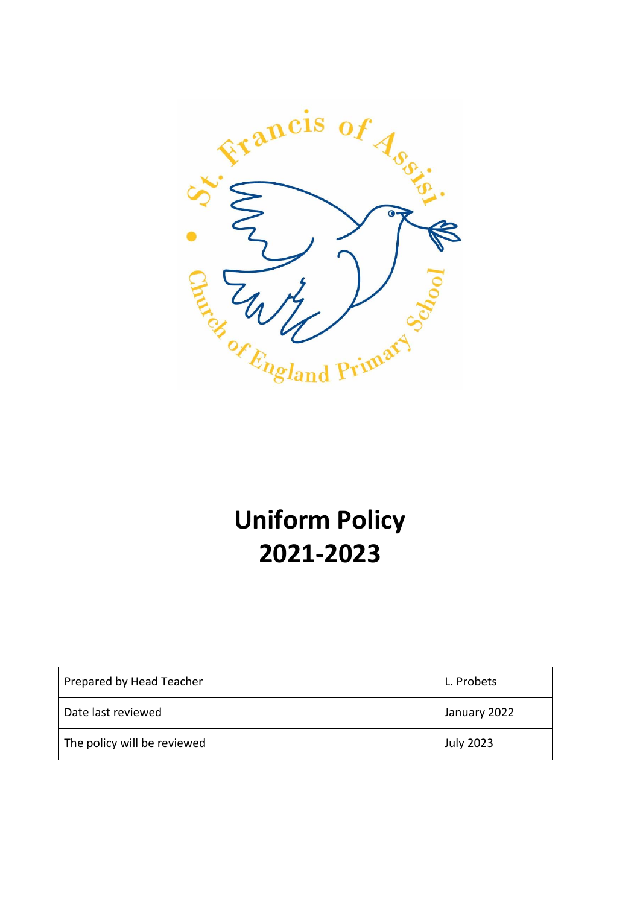# Uniform Policy
# 2021-2023

| Prepared by Head Teacher | L. Probets |
|---|---|
| Date last reviewed | January 2022 |
| The policy will be reviewed | July 2023 |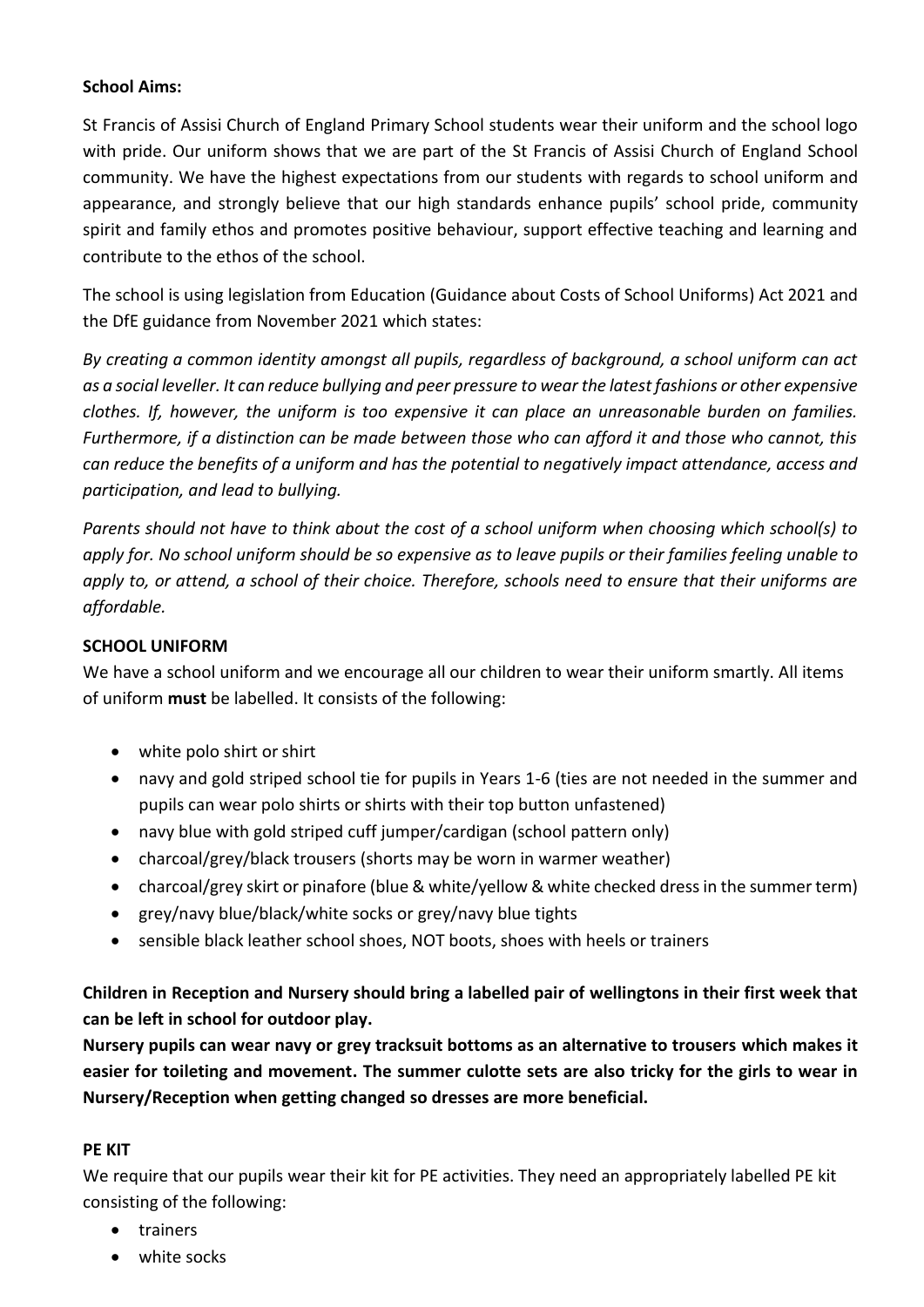**School Aims:**

St Francis of Assisi Church of England Primary School students wear their uniform and the school logo with pride. Our uniform shows that we are part of the St Francis of Assisi Church of England School community. We have the highest expectations from our students with regards to school uniform and appearance, and strongly believe that our high standards enhance pupils' school pride, community spirit and family ethos and promotes positive behaviour, support effective teaching and learning and contribute to the ethos of the school.

The school is using legislation from Education (Guidance about Costs of School Uniforms) Act 2021 and the DfE guidance from November 2021 which states:

*By creating a common identity amongst all pupils, regardless of background, a school uniform can act as a social leveller. It can reduce bullying and peer pressure to wear the latest fashions or other expensive clothes. If, however, the uniform is too expensive it can place an unreasonable burden on families. Furthermore, if a distinction can be made between those who can afford it and those who cannot, this can reduce the benefits of a uniform and has the potential to negatively impact attendance, access and participation, and lead to bullying.*

*Parents should not have to think about the cost of a school uniform when choosing which school(s) to apply for. No school uniform should be so expensive as to leave pupils or their families feeling unable to apply to, or attend, a school of their choice. Therefore, schools need to ensure that their uniforms are affordable.*

**SCHOOL UNIFORM**

We have a school uniform and we encourage all our children to wear their uniform smartly. All items of uniform **must** be labelled. It consists of the following:

- white polo shirt or shirt
- navy and gold striped school tie for pupils in Years 1-6 (ties are not needed in the summer and pupils can wear polo shirts or shirts with their top button unfastened)
- navy blue with gold striped cuff jumper/cardigan (school pattern only)
- charcoal/grey/black trousers (shorts may be worn in warmer weather)
- charcoal/grey skirt or pinafore (blue & white/yellow & white checked dress in the summer term)
- grey/navy blue/black/white socks or grey/navy blue tights
- sensible black leather school shoes, NOT boots, shoes with heels or trainers

**Children in Reception and Nursery should bring a labelled pair of wellingtons in their first week that can be left in school for outdoor play.**

**Nursery pupils can wear navy or grey tracksuit bottoms as an alternative to trousers which makes it easier for toileting and movement. The summer culotte sets are also tricky for the girls to wear in Nursery/Reception when getting changed so dresses are more beneficial.**

**PE KIT**

We require that our pupils wear their kit for PE activities. They need an appropriately labelled PE kit consisting of the following:

- trainers
- white socks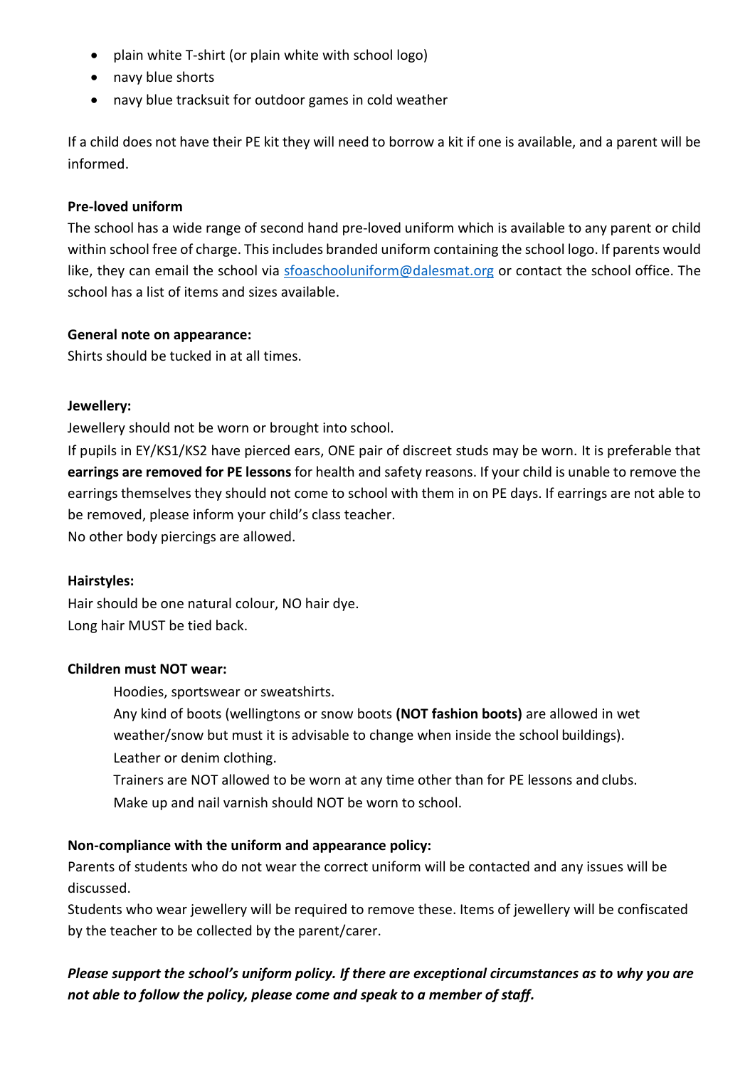- plain white T-shirt (or plain white with school logo)
- navy blue shorts
- navy blue tracksuit for outdoor games in cold weather

If a child does not have their PE kit they will need to borrow a kit if one is available, and a parent will be informed.

**Pre-loved uniform**

The school has a wide range of second hand pre-loved uniform which is available to any parent or child within school free of charge. This includes branded uniform containing the school logo. If parents would like, they can email the school via sfoaschooluniform@dalesmat.org or contact the school office. The school has a list of items and sizes available.

**General note on appearance:**

Shirts should be tucked in at all times.

**Jewellery:**

Jewellery should not be worn or brought into school.

If pupils in EY/KS1/KS2 have pierced ears, ONE pair of discreet studs may be worn. It is preferable that **earrings are removed for PE lessons** for health and safety reasons. If your child is unable to remove the earrings themselves they should not come to school with them in on PE days. If earrings are not able to be removed, please inform your child's class teacher.

No other body piercings are allowed.

**Hairstyles:**

Hair should be one natural colour, NO hair dye.

Long hair MUST be tied back.

**Children must NOT wear:**

Hoodies, sportswear or sweatshirts.

Any kind of boots (wellingtons or snow boots **(NOT fashion boots)** are allowed in wet weather/snow but must it is advisable to change when inside the school buildings).

Leather or denim clothing.

Trainers are NOT allowed to be worn at any time other than for PE lessons and clubs.

Make up and nail varnish should NOT be worn to school.

**Non-compliance with the uniform and appearance policy:**

Parents of students who do not wear the correct uniform will be contacted and any issues will be discussed.

Students who wear jewellery will be required to remove these. Items of jewellery will be confiscated by the teacher to be collected by the parent/carer.

***Please support the school's uniform policy. If there are exceptional circumstances as to why you are not able to follow the policy, please come and speak to a member of staff.***